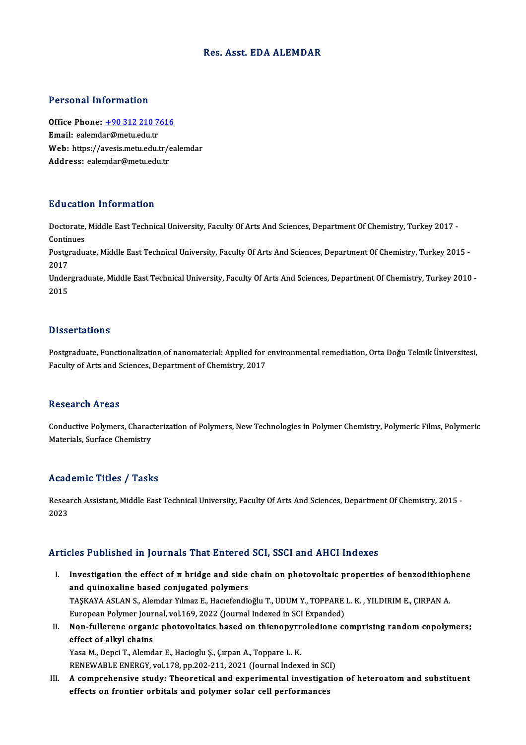# Res. Asst. EDA ALEMDAR

## Personal Information

**Office Phone:** +90 312 210 7616
**Email:** ealemdar@metu.edu.tr
**Web:** https://avesis.metu.edu.tr/ealemdar
**Address:** ealemdar@metu.edu.tr

## Education Information

Doctorate, Middle East Technical University, Faculty Of Arts And Sciences, Department Of Chemistry, Turkey 2017 - Continues

Postgraduate, Middle East Technical University, Faculty Of Arts And Sciences, Department Of Chemistry, Turkey 2015 - 2017

Undergraduate, Middle East Technical University, Faculty Of Arts And Sciences, Department Of Chemistry, Turkey 2010 - 2015

## Dissertations

Postgraduate, Functionalization of nanomaterial: Applied for environmental remediation, Orta Doğu Teknik Üniversitesi, Faculty of Arts and Sciences, Department of Chemistry, 2017

## Research Areas

Conductive Polymers, Characterization of Polymers, New Technologies in Polymer Chemistry, Polymeric Films, Polymeric Materials, Surface Chemistry

## Academic Titles / Tasks

Research Assistant, Middle East Technical University, Faculty Of Arts And Sciences, Department Of Chemistry, 2015 - 2023

## Articles Published in Journals That Entered SCI, SSCI and AHCI Indexes

I. **Investigation the effect of π bridge and side chain on photovoltaic properties of benzodithiophene and quinoxaline based conjugated polymers**
TAŞKAYA ASLAN S., Alemdar Yılmaz E., Hacıefendioğlu T., UDUM Y., TOPPARE L. K. , YILDIRIM E., ÇIRPAN A.
European Polymer Journal, vol.169, 2022 (Journal Indexed in SCI Expanded)

II. **Non-fullerene organic photovoltaics based on thienopyrroledione comprising random copolymers; effect of alkyl chains**
Yasa M., Depci T., Alemdar E., Hacioglu Ş., Çırpan A., Toppare L. K.
RENEWABLE ENERGY, vol.178, pp.202-211, 2021 (Journal Indexed in SCI)

III. **A comprehensive study: Theoretical and experimental investigation of heteroatom and substituent effects on frontier orbitals and polymer solar cell performances**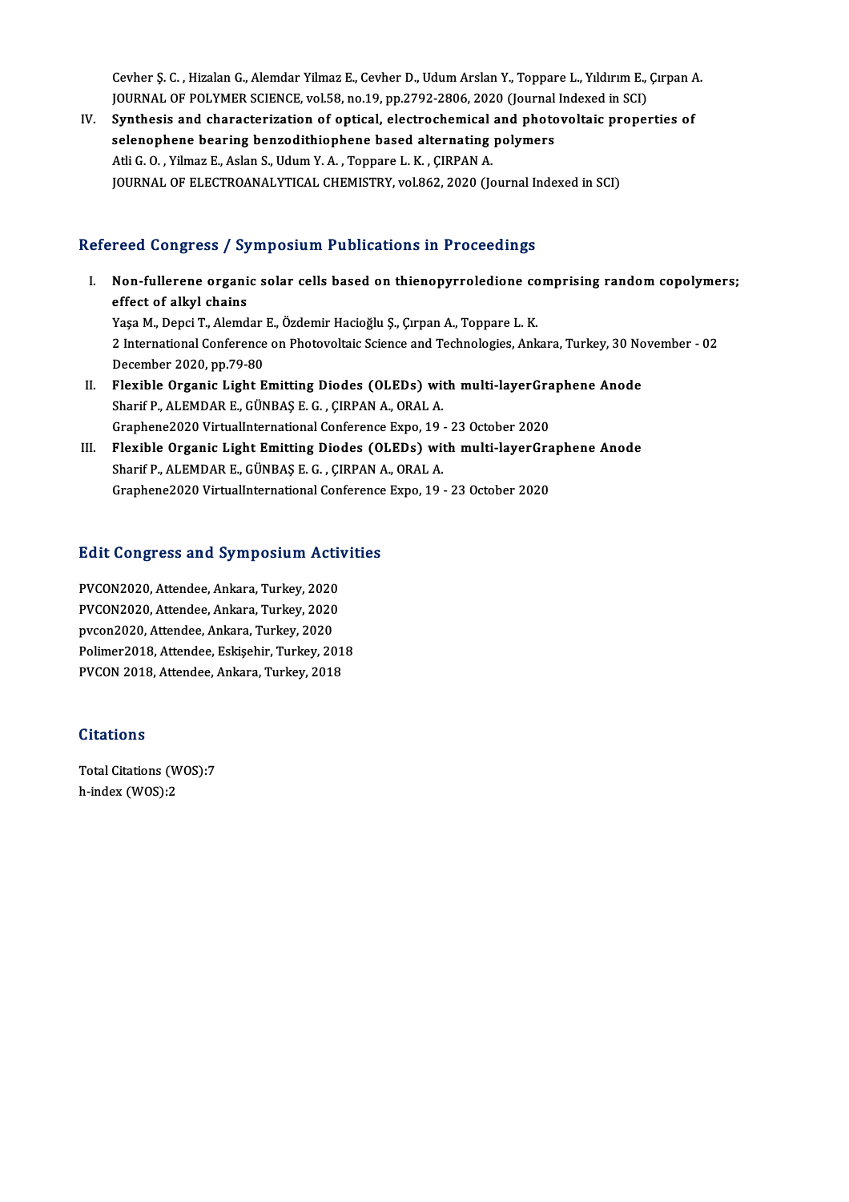Cevher Ş. C. , Hizalan G., Alemdar Yilmaz E., Cevher D., Udum Arslan Y., Toppare L., Yıldırım E., Çırpan A.
JOURNAL OF POLYMER SCIENCE, vol.58, no.19, pp.2792-2806, 2020 (Journal Indexed in SCI)

IV. **Synthesis and characterization of optical, electrochemical and photovoltaic properties of selenophene bearing benzodithiophene based alternating polymers**
Atli G. O. , Yilmaz E., Aslan S., Udum Y. A. , Toppare L. K. , ÇIRPAN A.
JOURNAL OF ELECTROANALYTICAL CHEMISTRY, vol.862, 2020 (Journal Indexed in SCI)

## Refereed Congress / Symposium Publications in Proceedings

I. **Non-fullerene organic solar cells based on thienopyrroledione comprising random copolymers; effect of alkyl chains**
Yaşa M., Depci T., Alemdar E., Özdemir Hacioğlu Ş., Çırpan A., Toppare L. K.
2 International Conference on Photovoltaic Science and Technologies, Ankara, Turkey, 30 November - 02 December 2020, pp.79-80

II. **Flexible Organic Light Emitting Diodes (OLEDs) with multi-layerGraphene Anode**
Sharif P., ALEMDAR E., GÜNBAŞ E. G. , ÇIRPAN A., ORAL A.
Graphene2020 VirtualInternational Conference Expo, 19 - 23 October 2020

III. **Flexible Organic Light Emitting Diodes (OLEDs) with multi-layerGraphene Anode**
Sharif P., ALEMDAR E., GÜNBAŞ E. G. , ÇIRPAN A., ORAL A.
Graphene2020 VirtualInternational Conference Expo, 19 - 23 October 2020

## Edit Congress and Symposium Activities

PVCON2020, Attendee, Ankara, Turkey, 2020
PVCON2020, Attendee, Ankara, Turkey, 2020
pvcon2020, Attendee, Ankara, Turkey, 2020
Polimer2018, Attendee, Eskişehir, Turkey, 2018
PVCON 2018, Attendee, Ankara, Turkey, 2018

## Citations

Total Citations (WOS):7
h-index (WOS):2